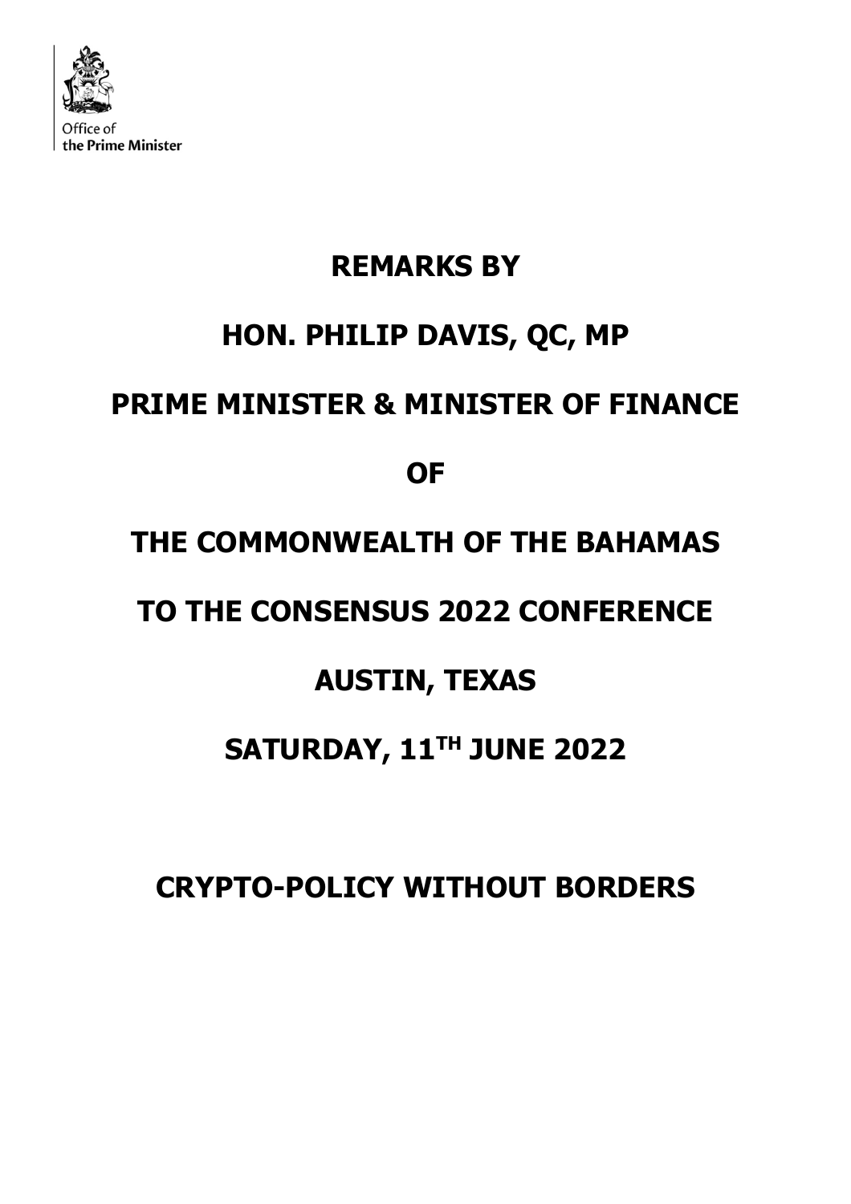Office of
the Prime Minister

**REMARKS BY**

**HON. PHILIP DAVIS, QC, MP**

**PRIME MINISTER & MINISTER OF FINANCE**

**OF**

**THE COMMONWEALTH OF THE BAHAMAS**

**TO THE CONSENSUS 2022 CONFERENCE**

**AUSTIN, TEXAS**

**SATURDAY, 11TH JUNE 2022**

# CRYPTO-POLICY WITHOUT BORDERS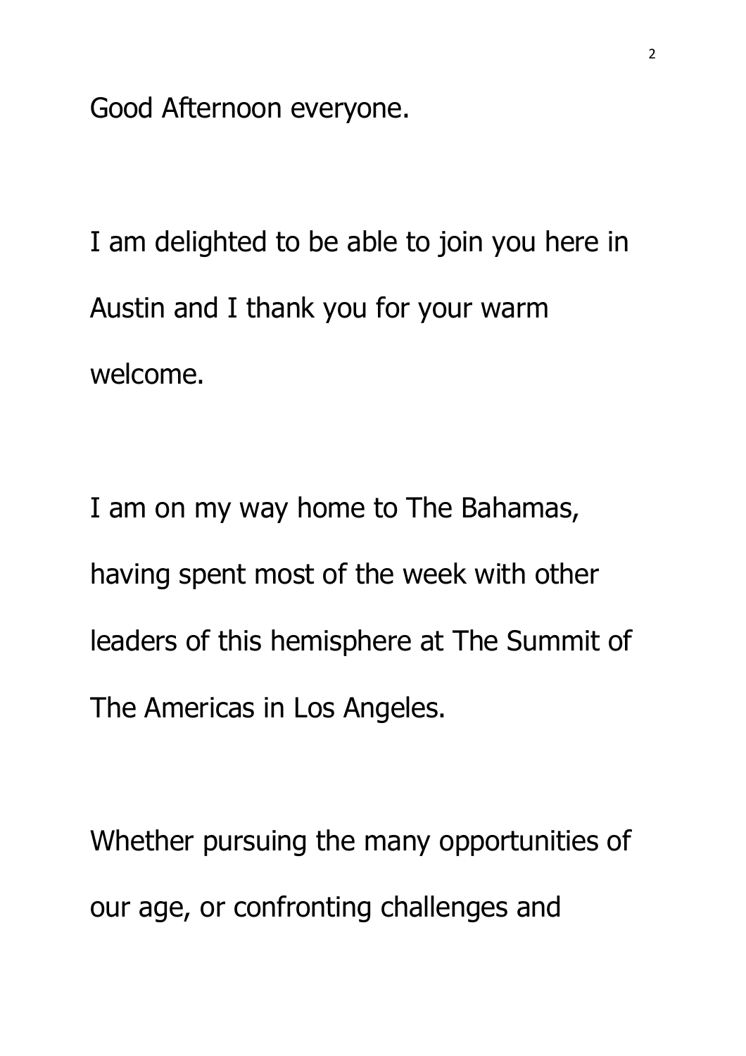Good Afternoon everyone.

I am delighted to be able to join you here in Austin and I thank you for your warm welcome.

I am on my way home to The Bahamas, having spent most of the week with other leaders of this hemisphere at The Summit of The Americas in Los Angeles.

Whether pursuing the many opportunities of our age, or confronting challenges and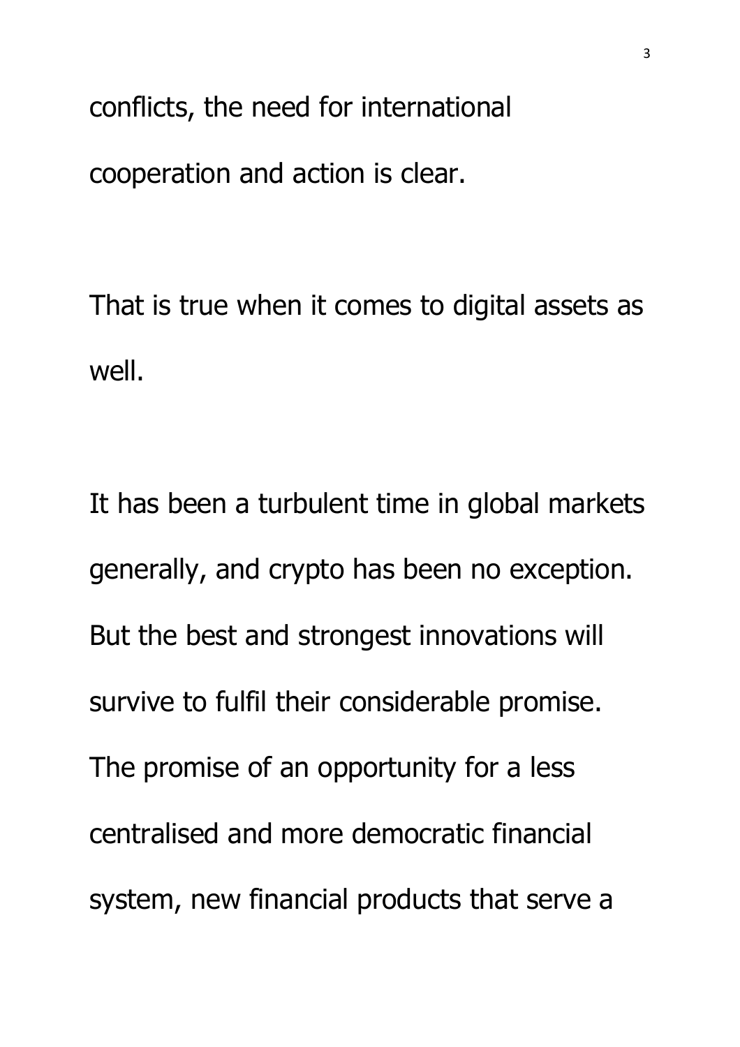conflicts, the need for international cooperation and action is clear.

That is true when it comes to digital assets as well.

It has been a turbulent time in global markets generally, and crypto has been no exception. But the best and strongest innovations will survive to fulfil their considerable promise. The promise of an opportunity for a less centralised and more democratic financial system, new financial products that serve a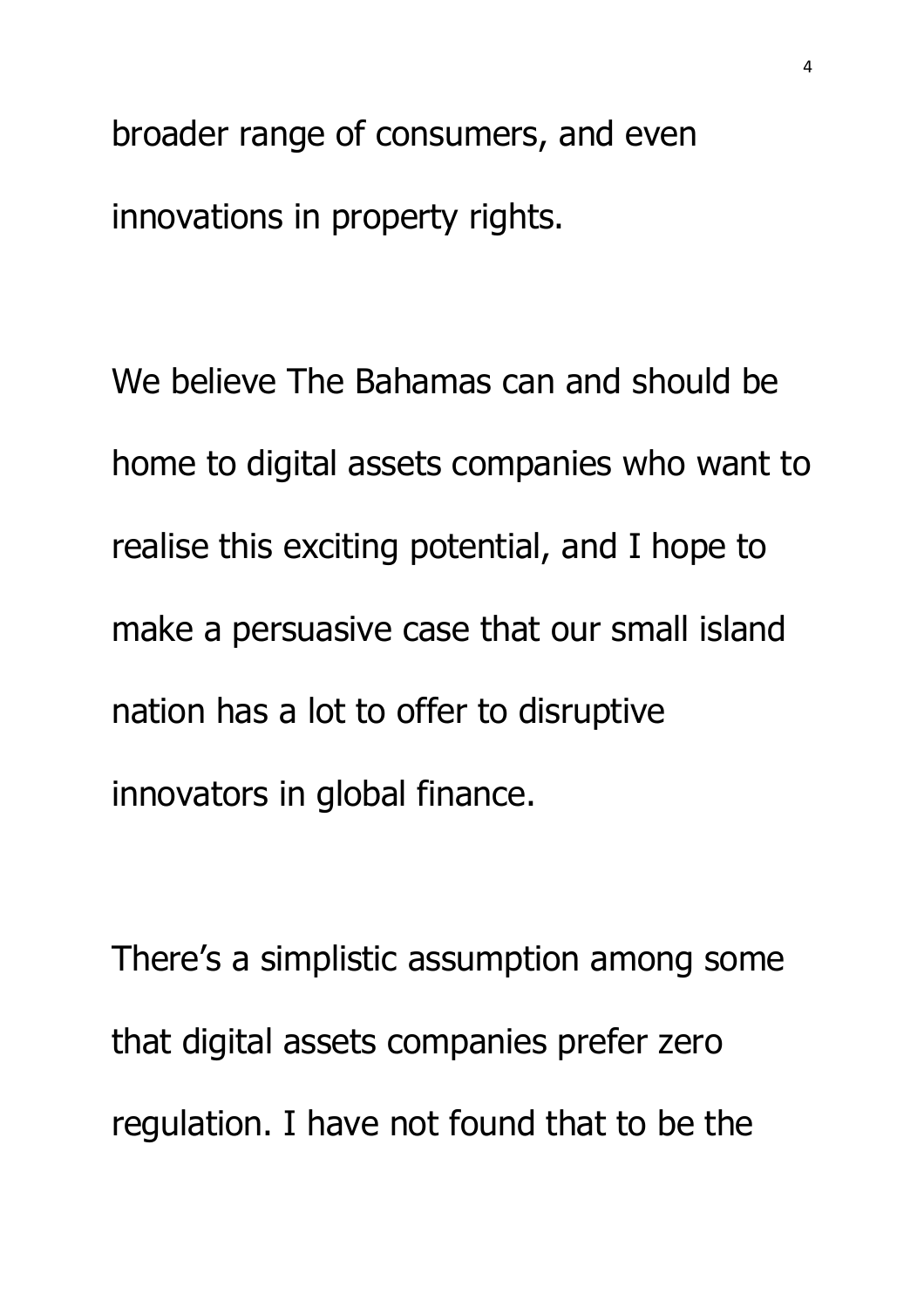broader range of consumers, and even innovations in property rights.

We believe The Bahamas can and should be home to digital assets companies who want to realise this exciting potential, and I hope to make a persuasive case that our small island nation has a lot to offer to disruptive innovators in global finance.

There's a simplistic assumption among some that digital assets companies prefer zero regulation. I have not found that to be the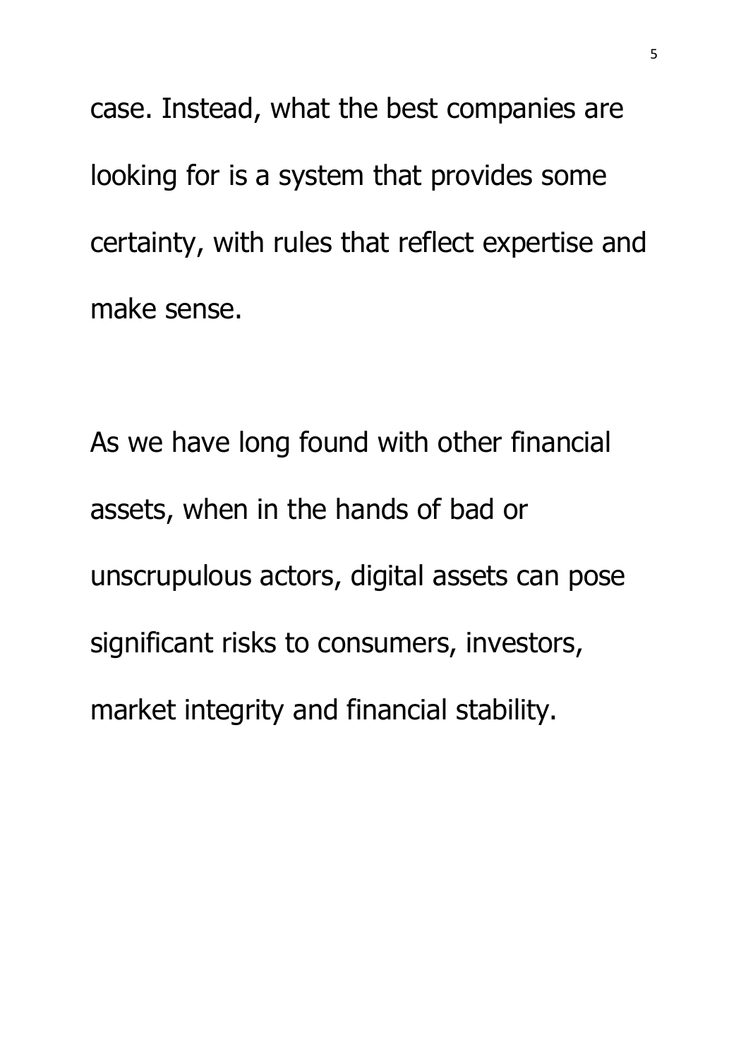case. Instead, what the best companies are looking for is a system that provides some certainty, with rules that reflect expertise and make sense.

As we have long found with other financial assets, when in the hands of bad or unscrupulous actors, digital assets can pose significant risks to consumers, investors, market integrity and financial stability.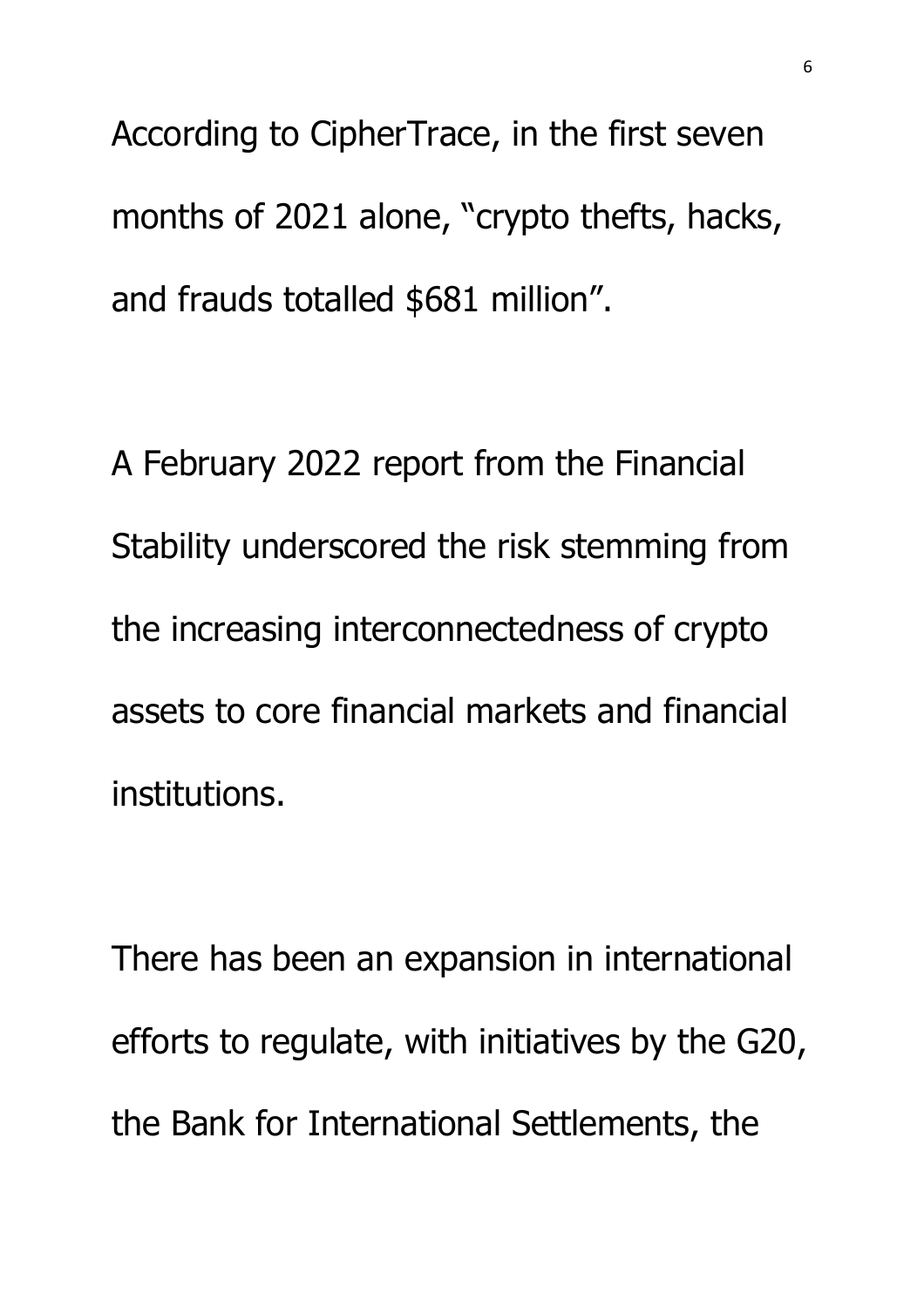According to CipherTrace, in the first seven months of 2021 alone, "crypto thefts, hacks, and frauds totalled $681 million".

A February 2022 report from the Financial Stability underscored the risk stemming from the increasing interconnectedness of crypto assets to core financial markets and financial institutions.

There has been an expansion in international efforts to regulate, with initiatives by the G20, the Bank for International Settlements, the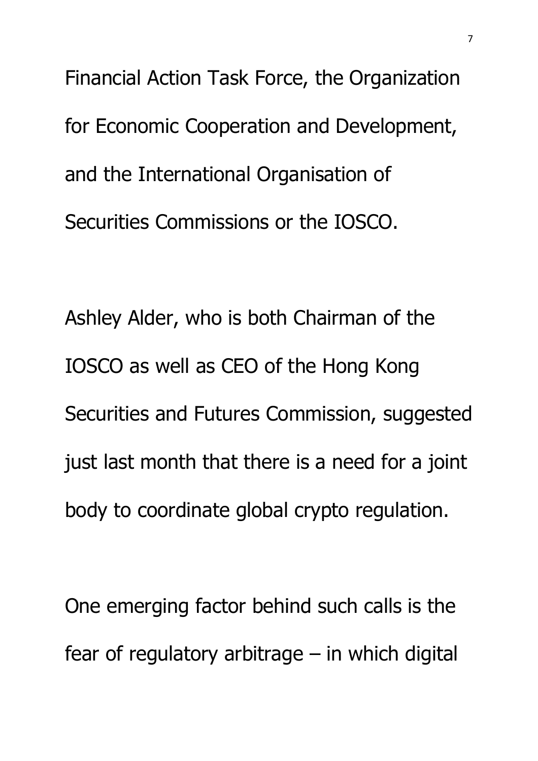Financial Action Task Force, the Organization for Economic Cooperation and Development, and the International Organisation of Securities Commissions or the IOSCO.

Ashley Alder, who is both Chairman of the IOSCO as well as CEO of the Hong Kong Securities and Futures Commission, suggested just last month that there is a need for a joint body to coordinate global crypto regulation.

One emerging factor behind such calls is the fear of regulatory arbitrage – in which digital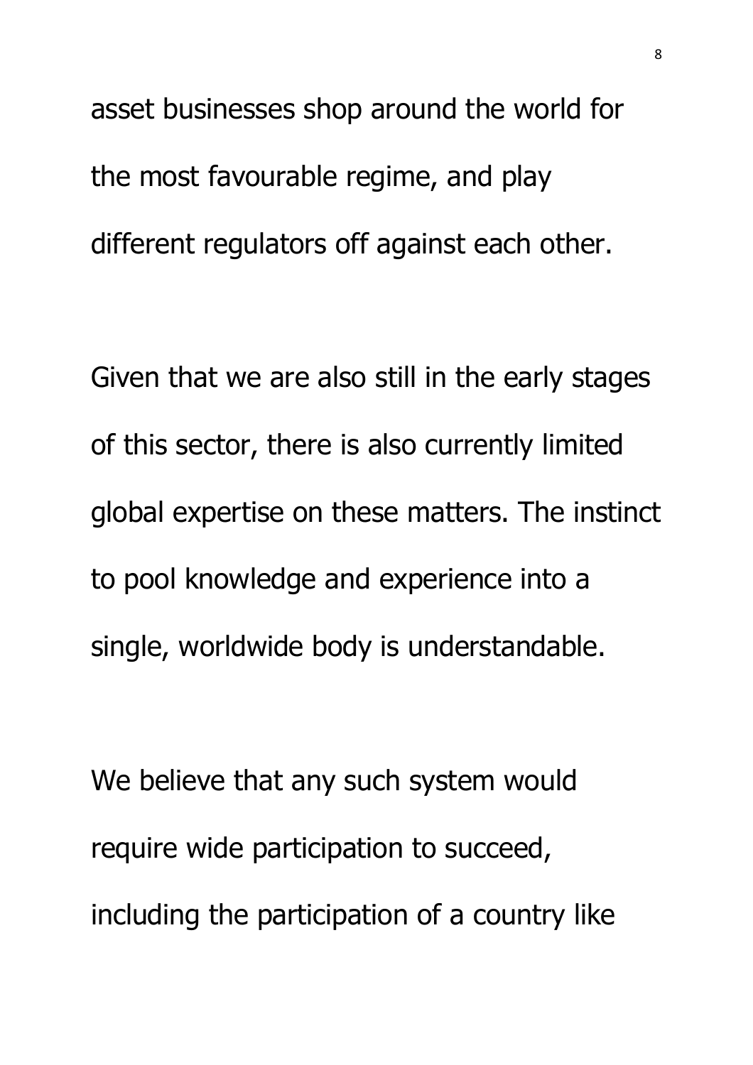asset businesses shop around the world for the most favourable regime, and play different regulators off against each other.

Given that we are also still in the early stages of this sector, there is also currently limited global expertise on these matters. The instinct to pool knowledge and experience into a single, worldwide body is understandable.

We believe that any such system would require wide participation to succeed, including the participation of a country like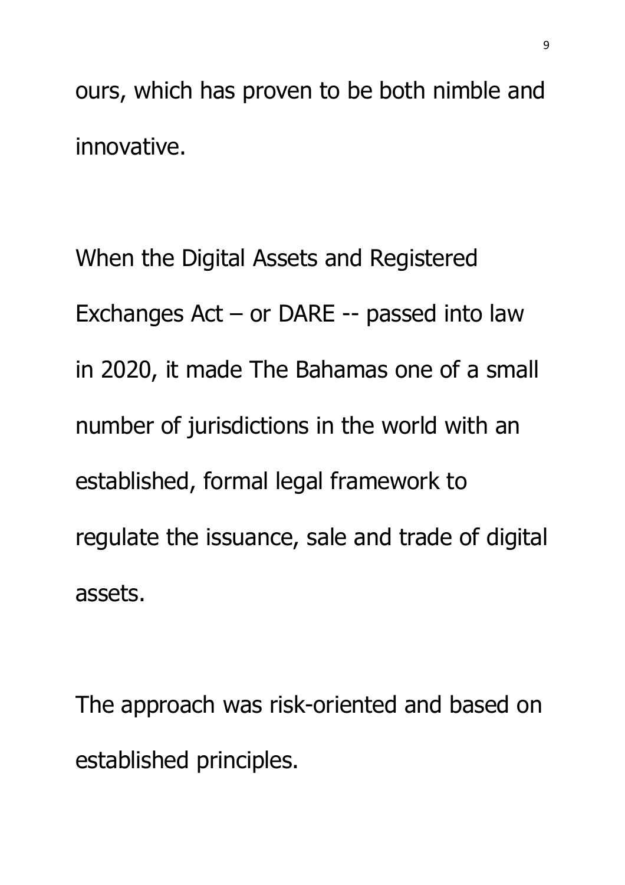ours, which has proven to be both nimble and innovative.

When the Digital Assets and Registered Exchanges Act – or DARE -- passed into law in 2020, it made The Bahamas one of a small number of jurisdictions in the world with an established, formal legal framework to regulate the issuance, sale and trade of digital assets.

The approach was risk-oriented and based on established principles.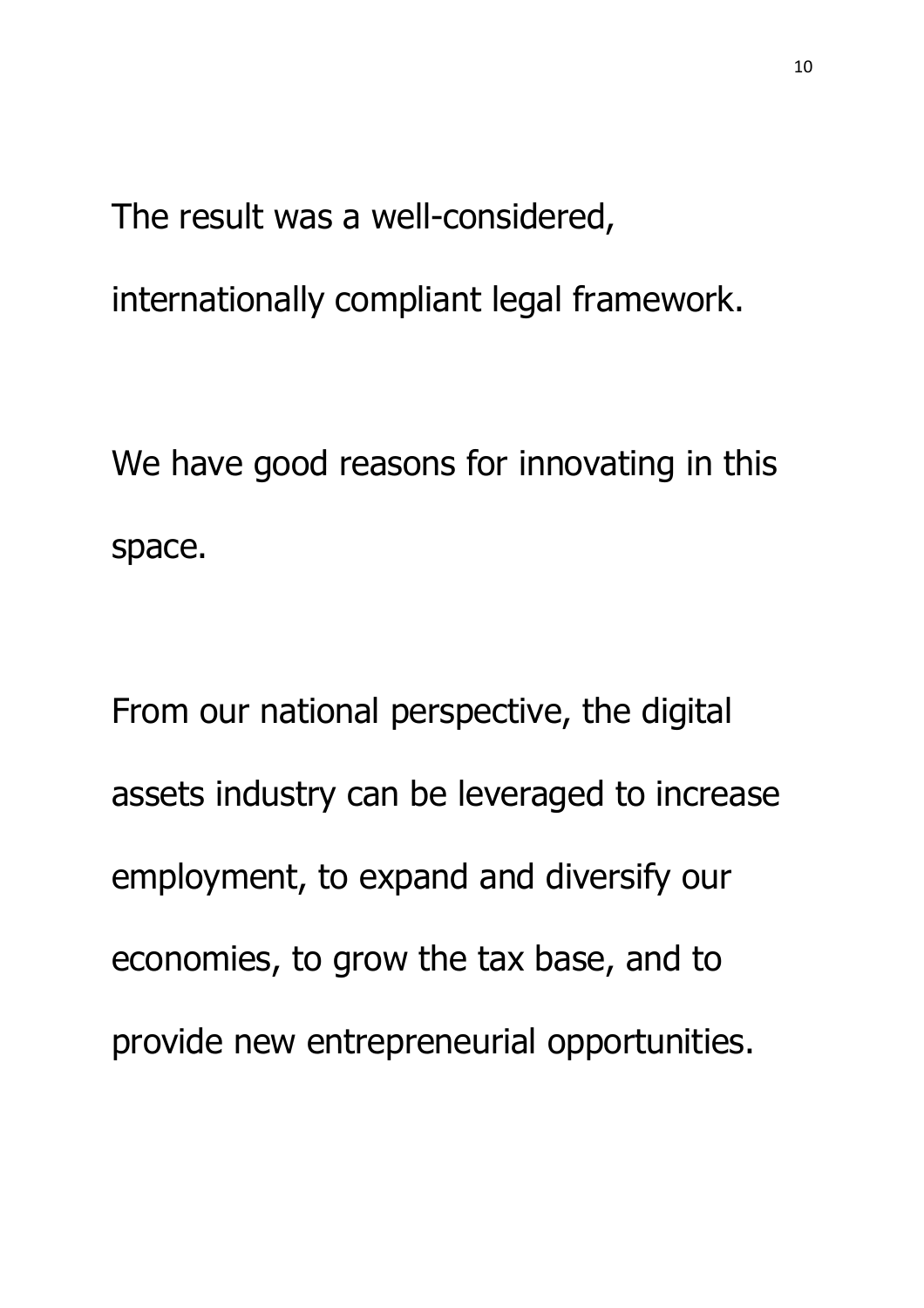The result was a well-considered, internationally compliant legal framework.

We have good reasons for innovating in this space.

From our national perspective, the digital assets industry can be leveraged to increase employment, to expand and diversify our economies, to grow the tax base, and to provide new entrepreneurial opportunities.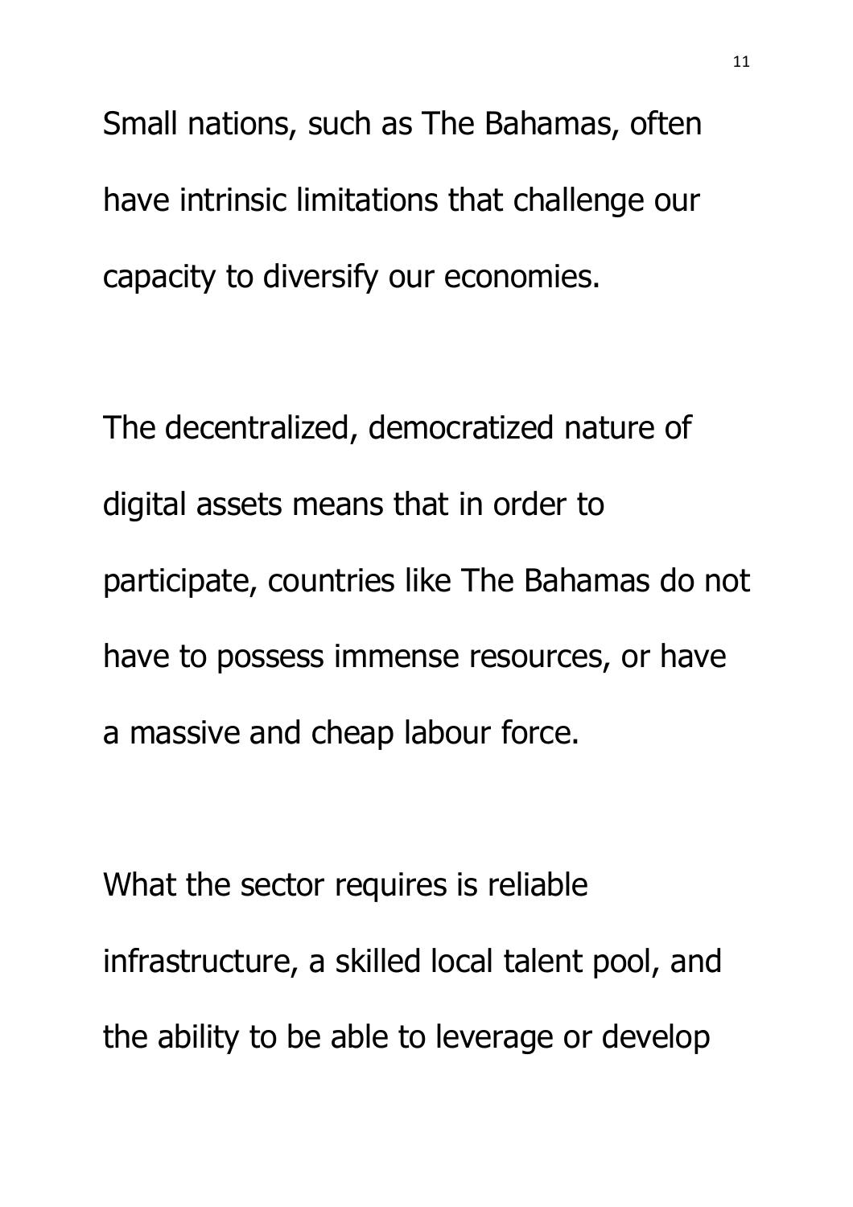Small nations, such as The Bahamas, often have intrinsic limitations that challenge our capacity to diversify our economies.

The decentralized, democratized nature of digital assets means that in order to participate, countries like The Bahamas do not have to possess immense resources, or have a massive and cheap labour force.

What the sector requires is reliable infrastructure, a skilled local talent pool, and the ability to be able to leverage or develop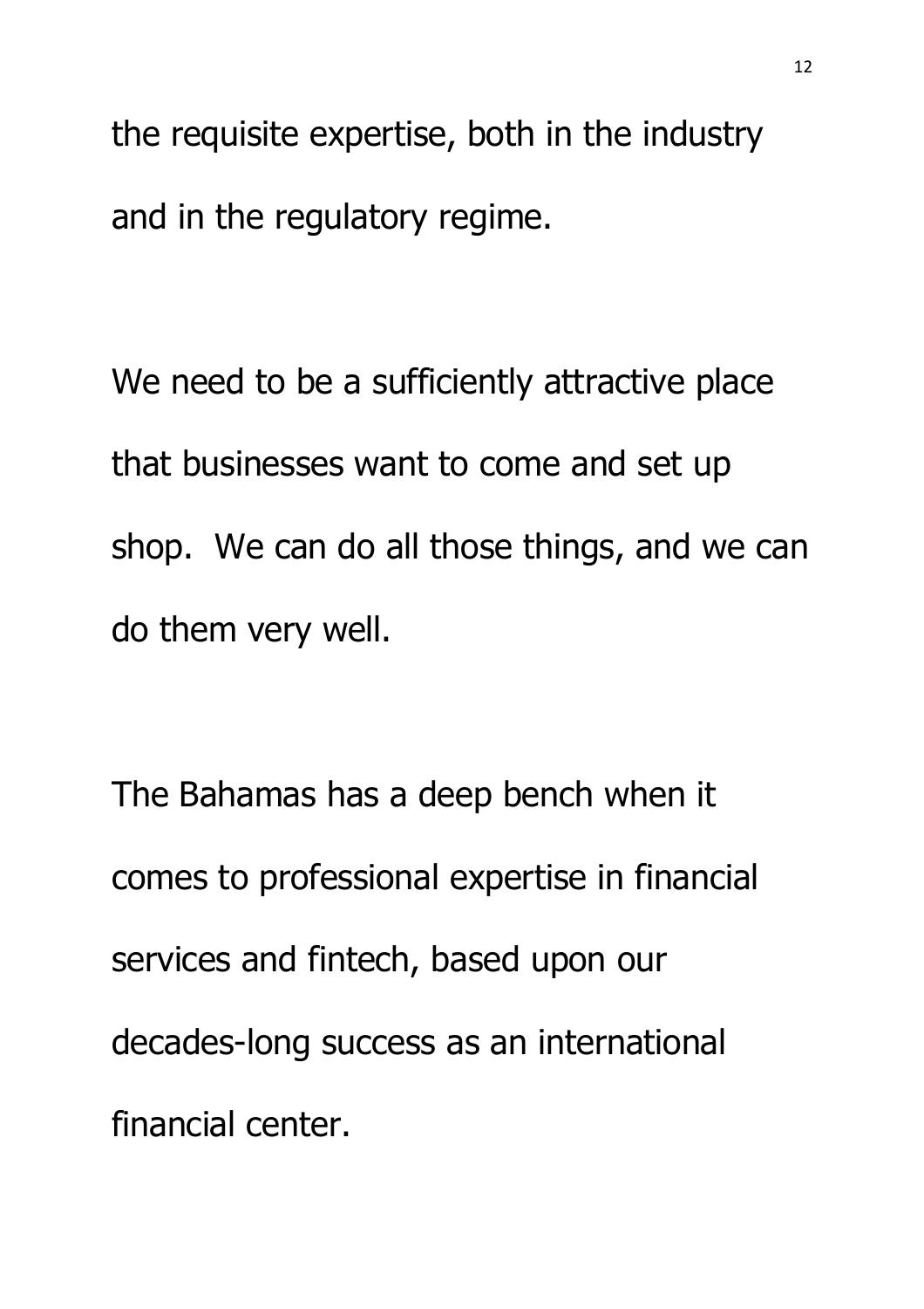the requisite expertise, both in the industry and in the regulatory regime.

We need to be a sufficiently attractive place that businesses want to come and set up shop.  We can do all those things, and we can do them very well.

The Bahamas has a deep bench when it comes to professional expertise in financial services and fintech, based upon our decades-long success as an international financial center.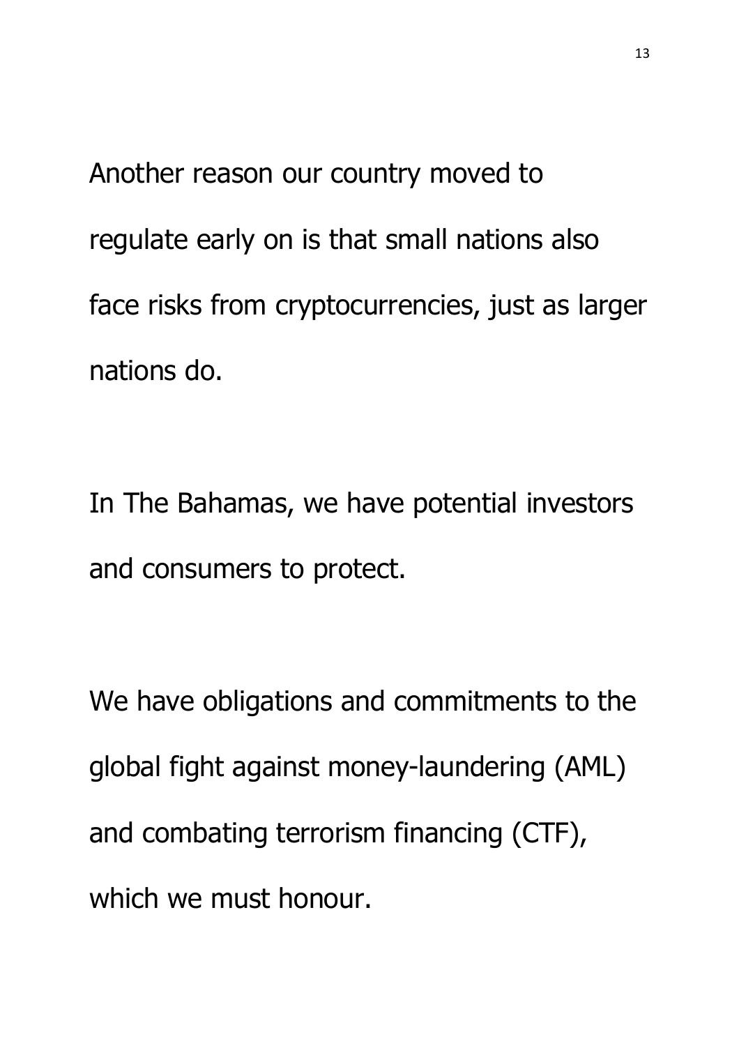Another reason our country moved to regulate early on is that small nations also face risks from cryptocurrencies, just as larger nations do.

In The Bahamas, we have potential investors and consumers to protect.

We have obligations and commitments to the global fight against money-laundering (AML) and combating terrorism financing (CTF), which we must honour.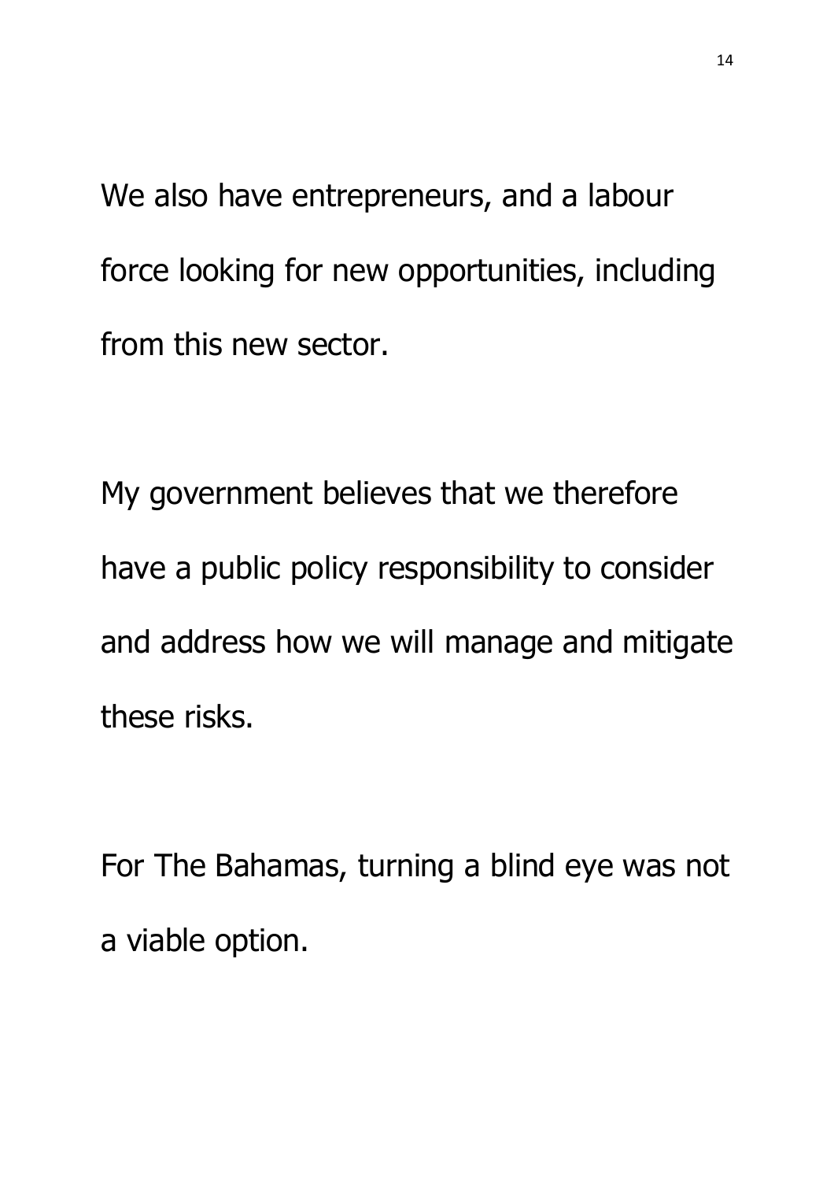We also have entrepreneurs, and a labour force looking for new opportunities, including from this new sector.

My government believes that we therefore have a public policy responsibility to consider and address how we will manage and mitigate these risks.

For The Bahamas, turning a blind eye was not a viable option.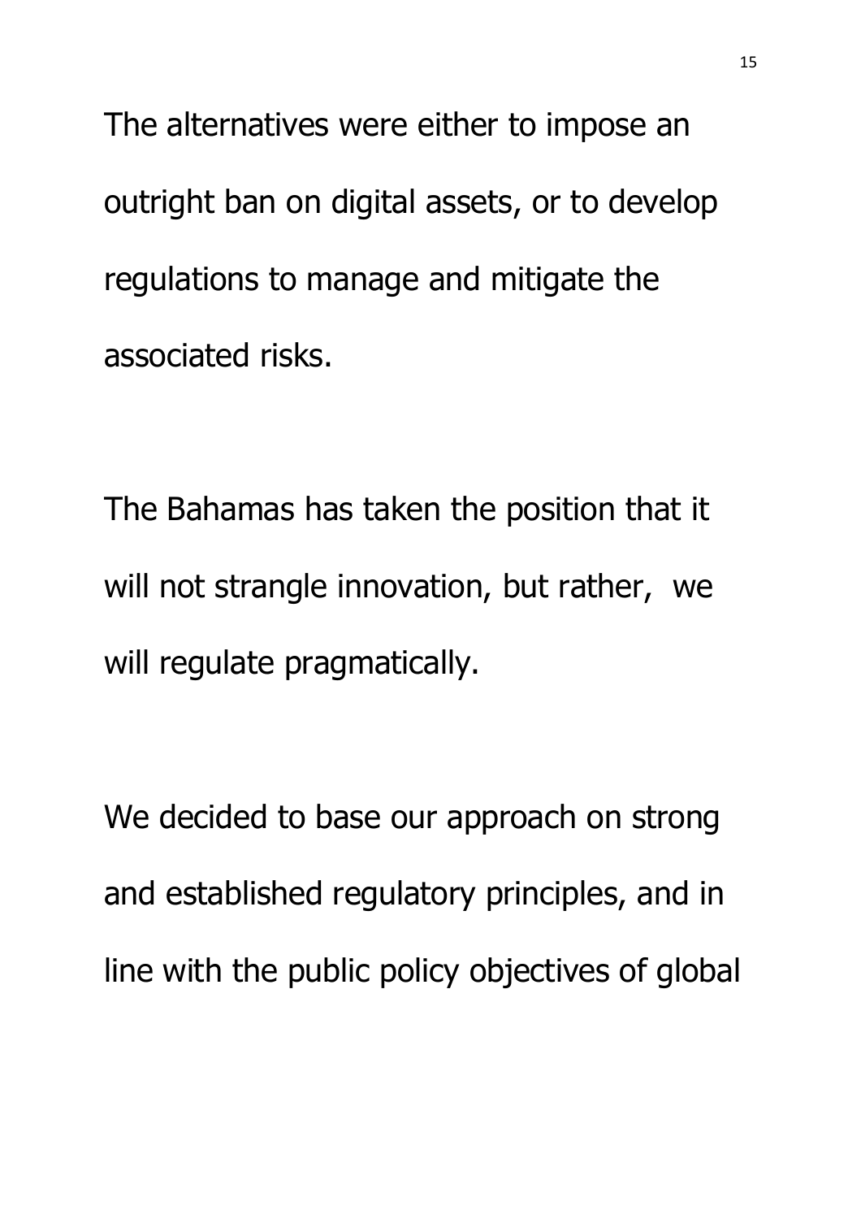The alternatives were either to impose an outright ban on digital assets, or to develop regulations to manage and mitigate the associated risks.

The Bahamas has taken the position that it will not strangle innovation, but rather, we will regulate pragmatically.

We decided to base our approach on strong and established regulatory principles, and in line with the public policy objectives of global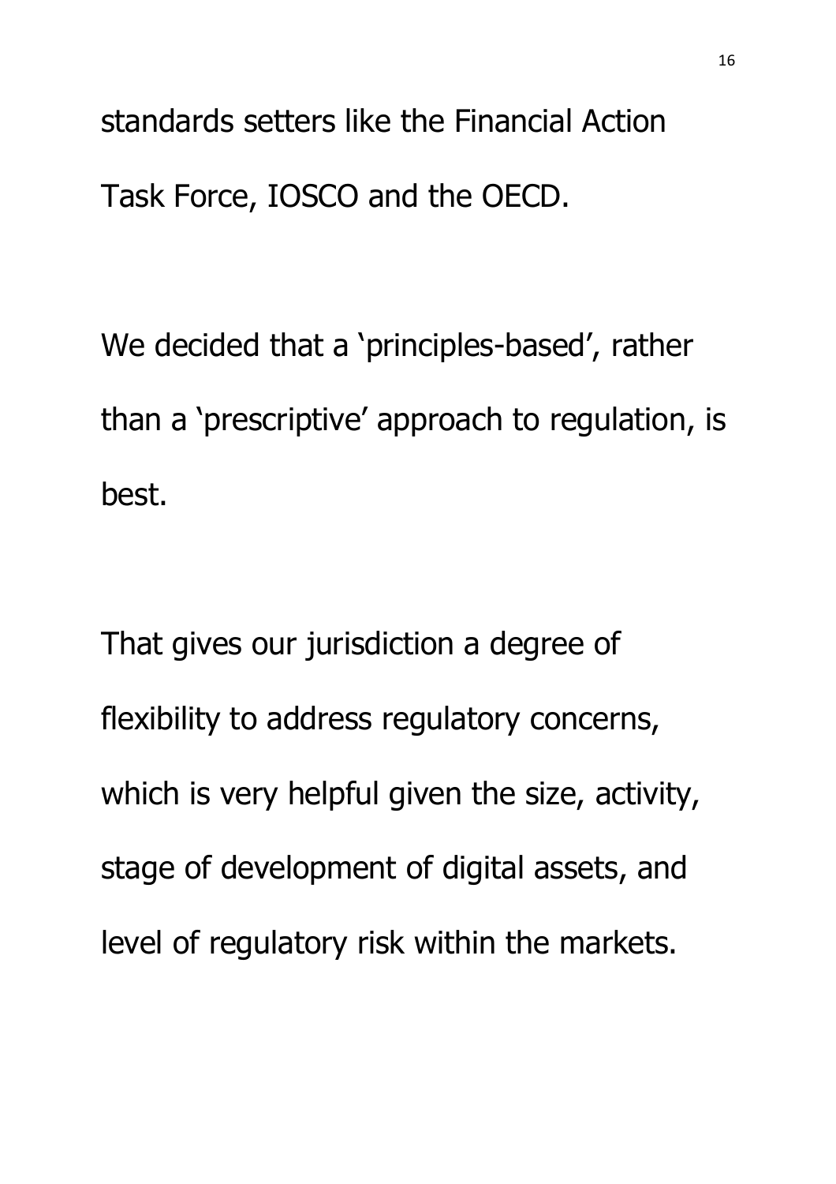standards setters like the Financial Action Task Force, IOSCO and the OECD.

We decided that a 'principles-based', rather than a 'prescriptive' approach to regulation, is best.

That gives our jurisdiction a degree of flexibility to address regulatory concerns, which is very helpful given the size, activity, stage of development of digital assets, and level of regulatory risk within the markets.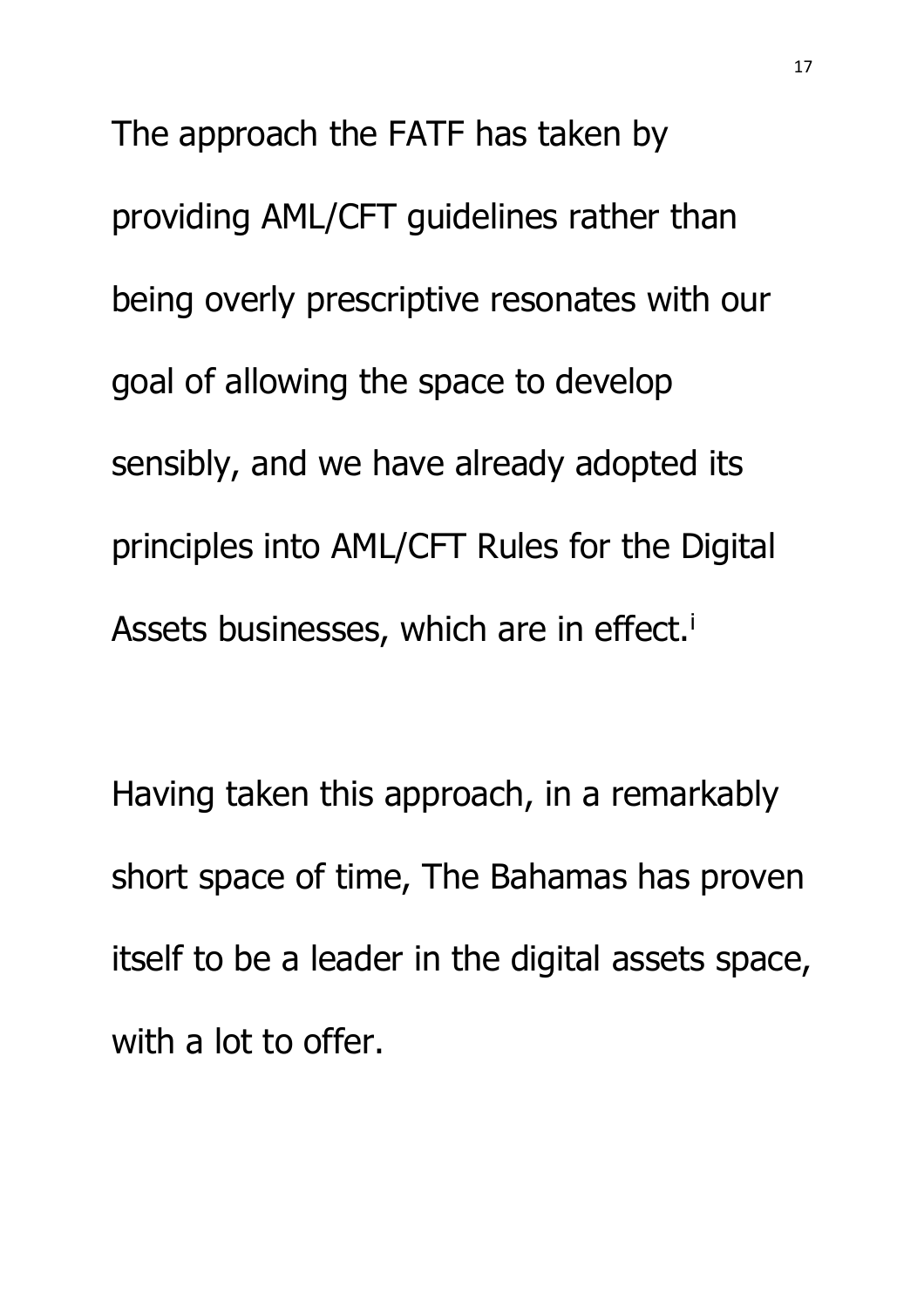The approach the FATF has taken by providing AML/CFT guidelines rather than being overly prescriptive resonates with our goal of allowing the space to develop sensibly, and we have already adopted its principles into AML/CFT Rules for the Digital Assets businesses, which are in effect.[i]

Having taken this approach, in a remarkably short space of time, The Bahamas has proven itself to be a leader in the digital assets space, with a lot to offer.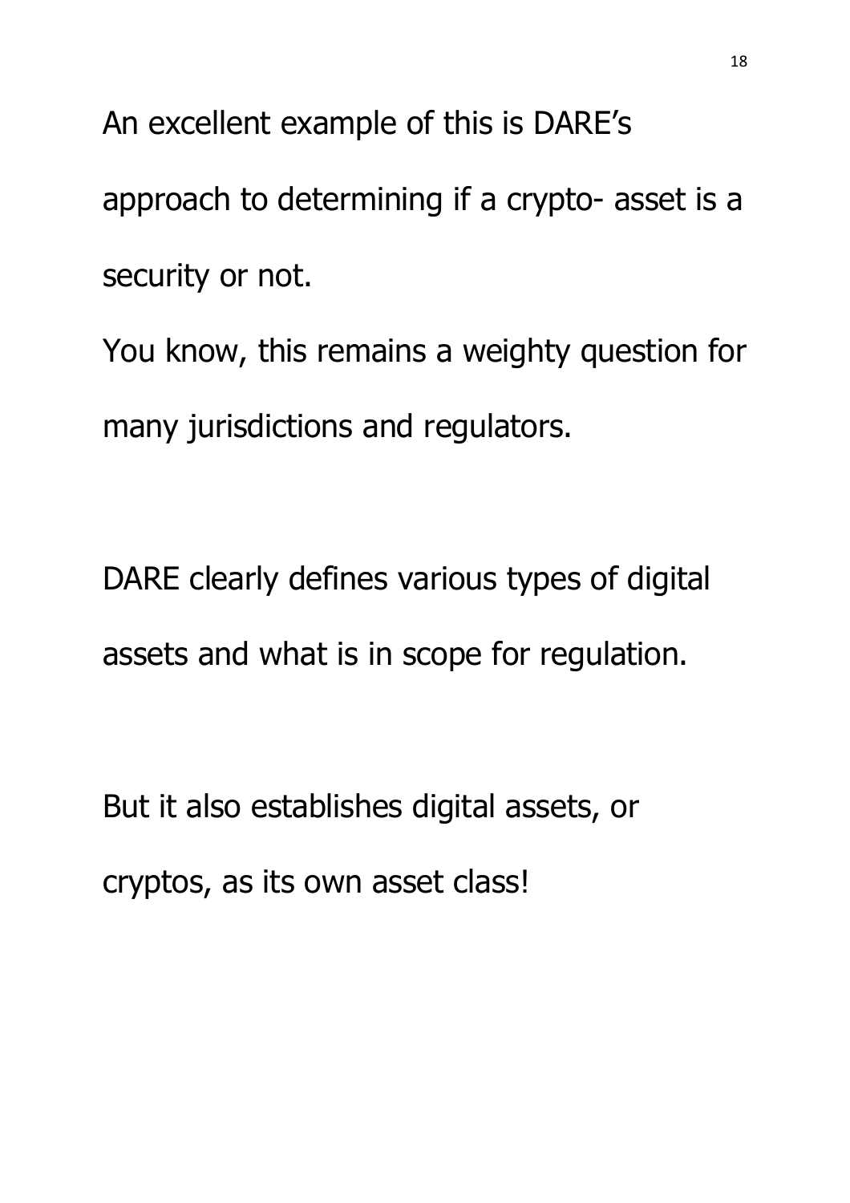An excellent example of this is DARE's approach to determining if a crypto- asset is a security or not.
You know, this remains a weighty question for many jurisdictions and regulators.

DARE clearly defines various types of digital assets and what is in scope for regulation.

But it also establishes digital assets, or cryptos, as its own asset class!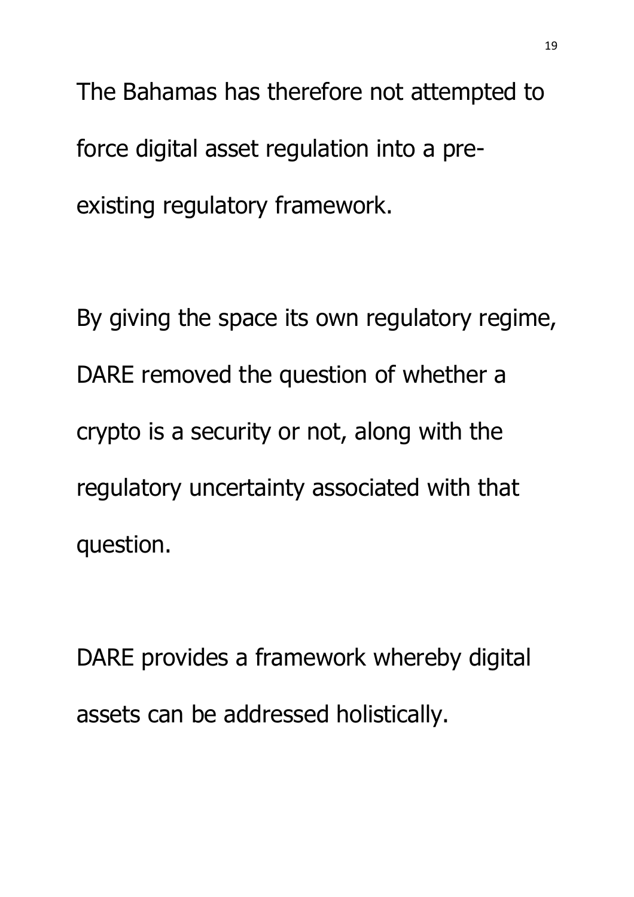The Bahamas has therefore not attempted to force digital asset regulation into a pre-existing regulatory framework.

By giving the space its own regulatory regime, DARE removed the question of whether a crypto is a security or not, along with the regulatory uncertainty associated with that question.

DARE provides a framework whereby digital assets can be addressed holistically.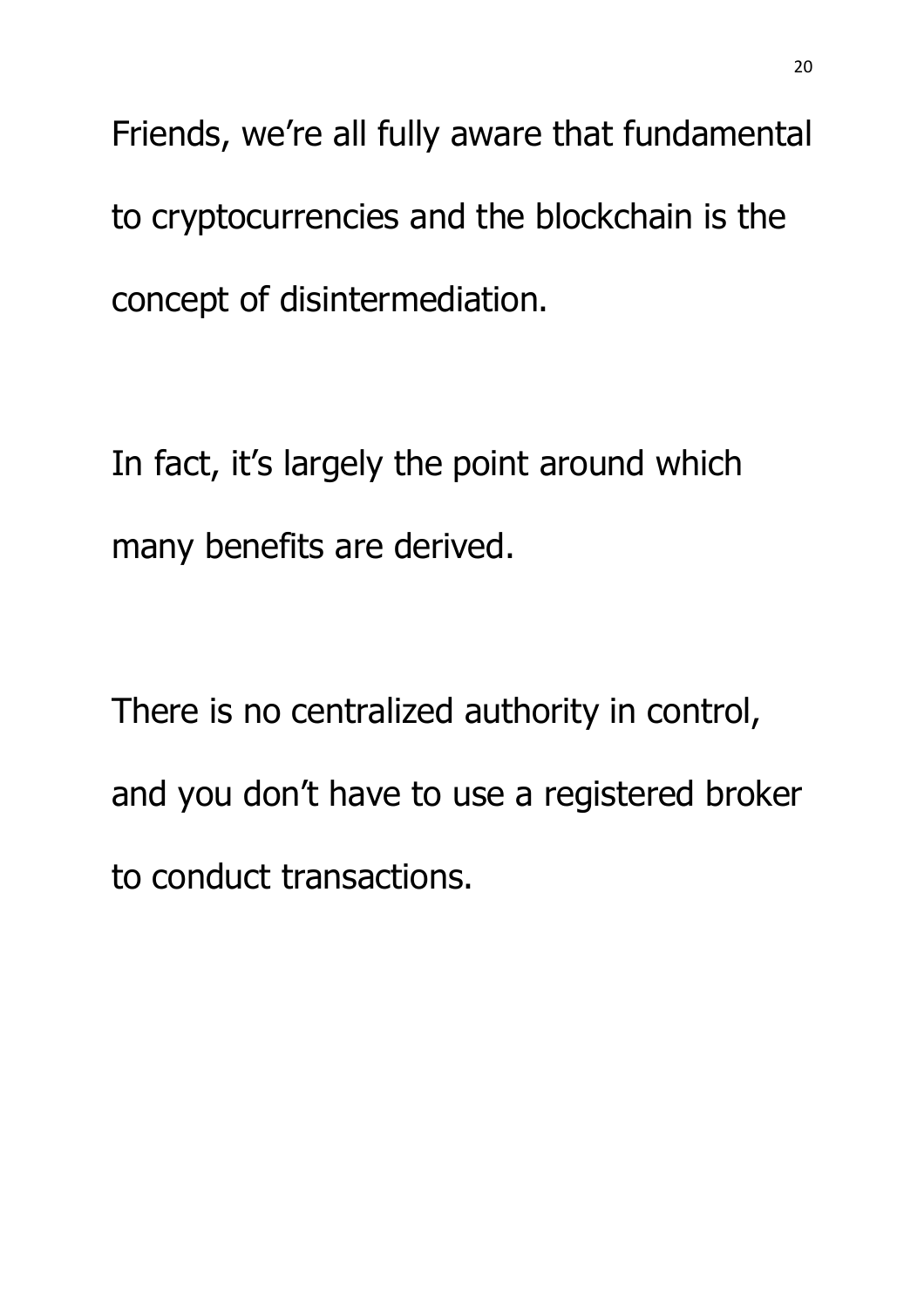Friends, we’re all fully aware that fundamental to cryptocurrencies and the blockchain is the concept of disintermediation.

In fact, it’s largely the point around which many benefits are derived.

There is no centralized authority in control, and you don’t have to use a registered broker to conduct transactions.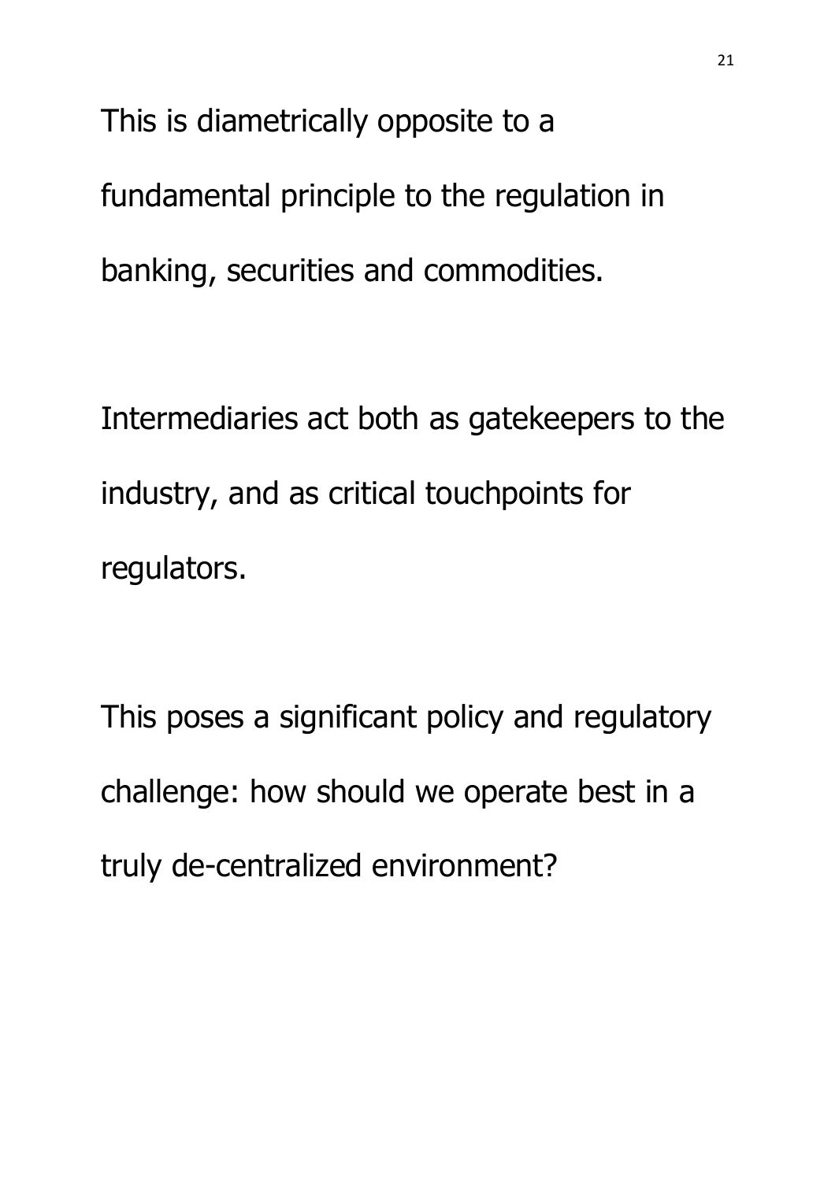This is diametrically opposite to a fundamental principle to the regulation in banking, securities and commodities.

Intermediaries act both as gatekeepers to the industry, and as critical touchpoints for regulators.

This poses a significant policy and regulatory challenge: how should we operate best in a truly de-centralized environment?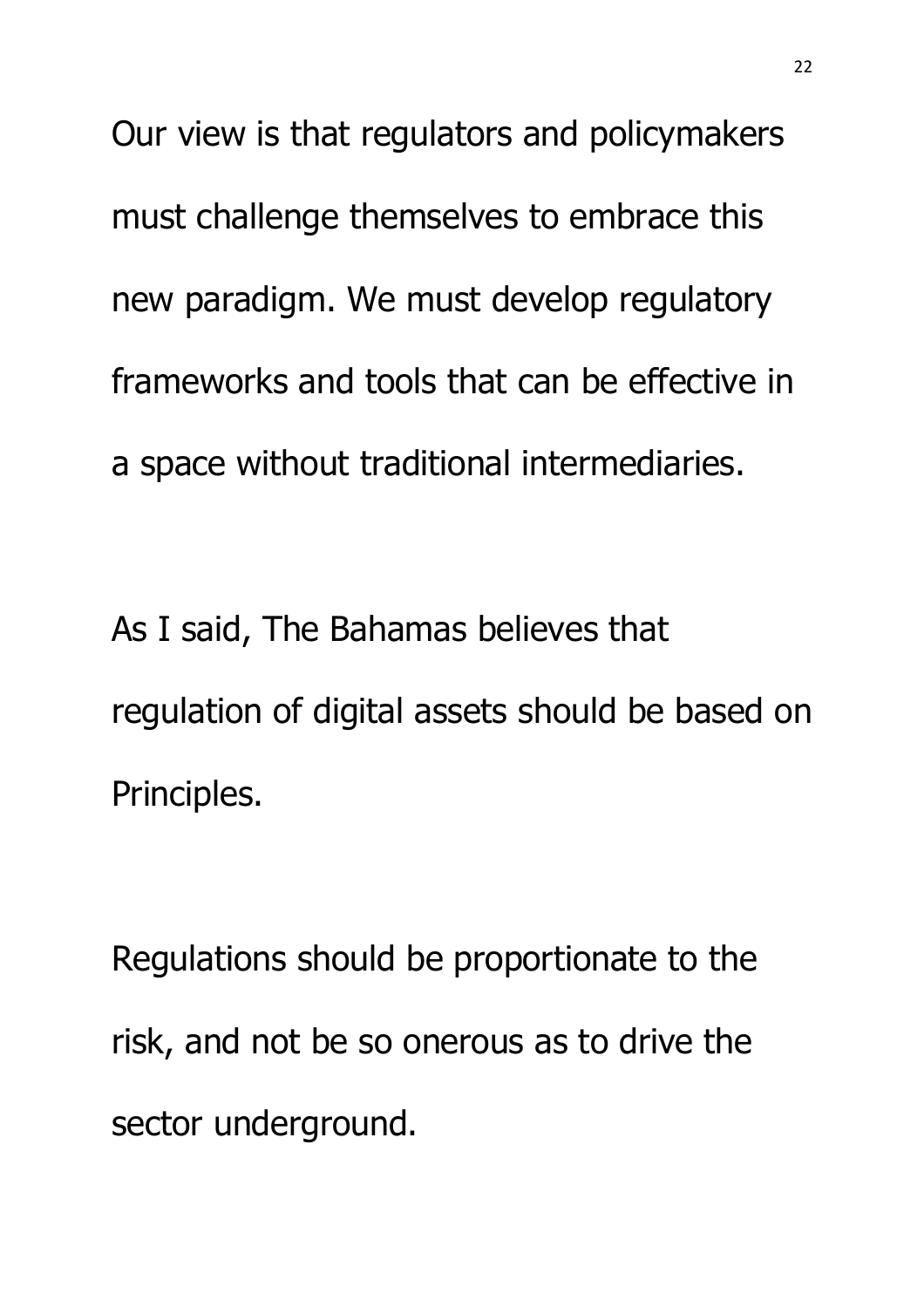Our view is that regulators and policymakers must challenge themselves to embrace this new paradigm. We must develop regulatory frameworks and tools that can be effective in a space without traditional intermediaries.

As I said, The Bahamas believes that regulation of digital assets should be based on Principles.

Regulations should be proportionate to the risk, and not be so onerous as to drive the sector underground.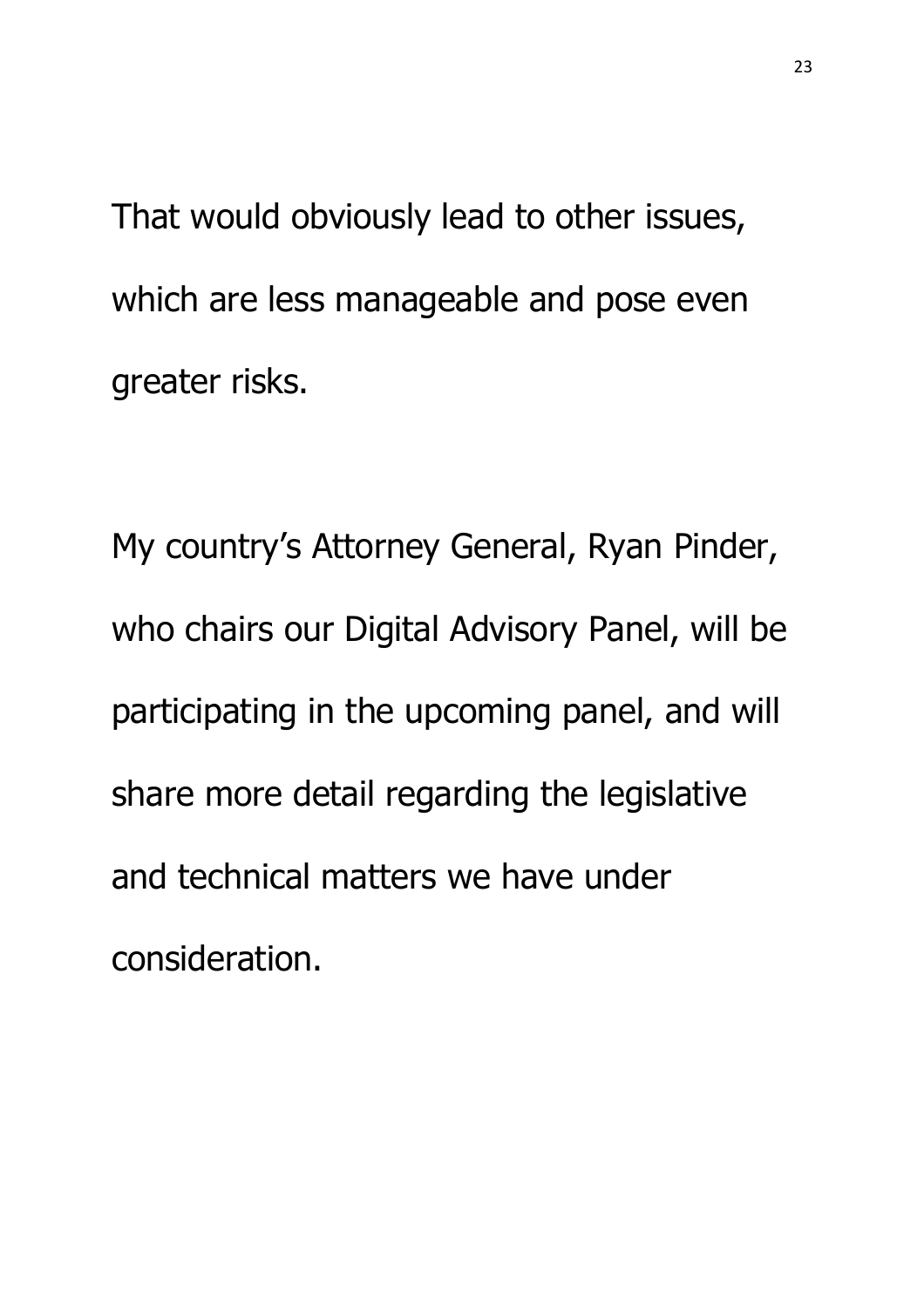That would obviously lead to other issues, which are less manageable and pose even greater risks.

My country's Attorney General, Ryan Pinder, who chairs our Digital Advisory Panel, will be participating in the upcoming panel, and will share more detail regarding the legislative and technical matters we have under consideration.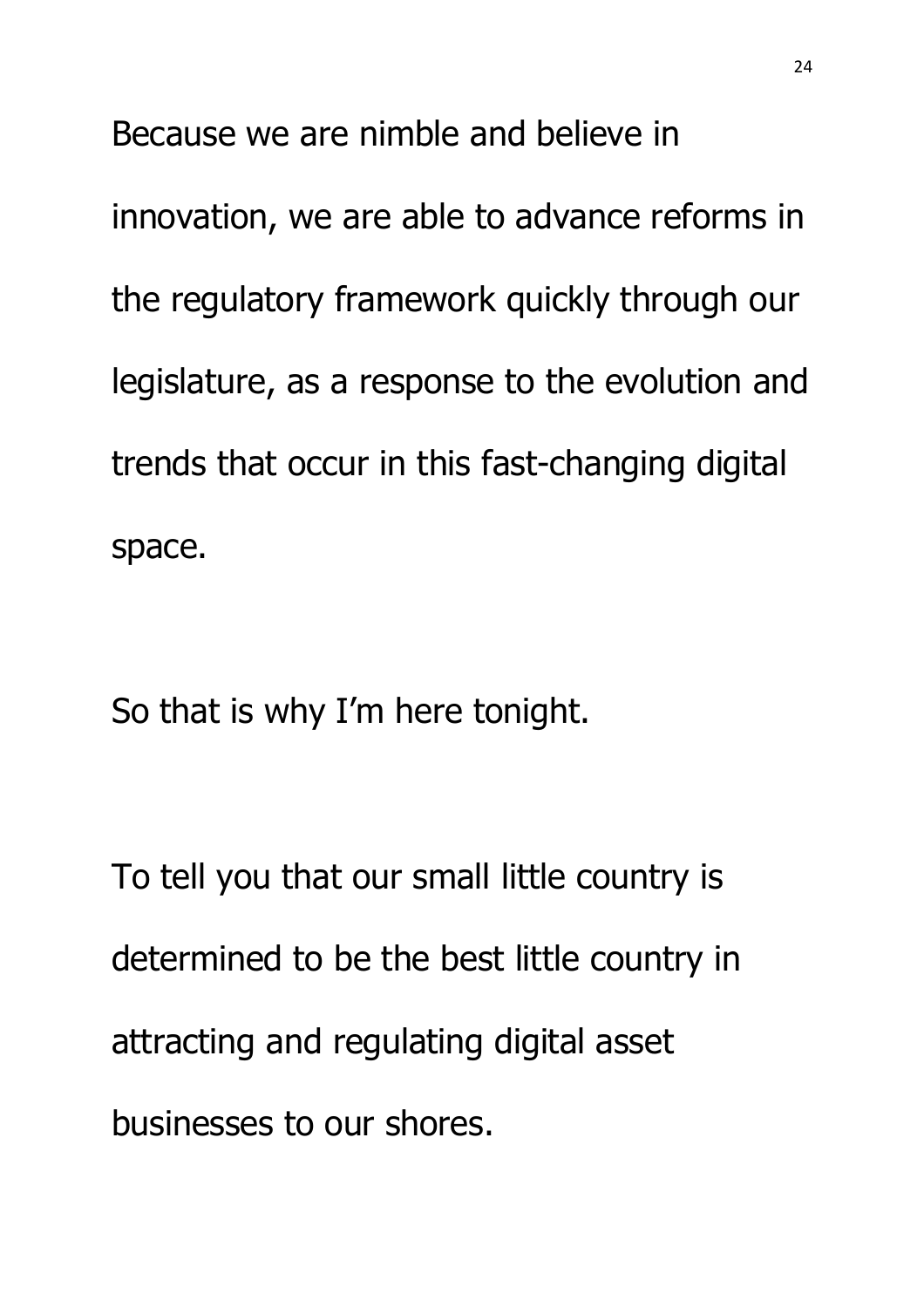Because we are nimble and believe in innovation, we are able to advance reforms in the regulatory framework quickly through our legislature, as a response to the evolution and trends that occur in this fast-changing digital space.

So that is why I'm here tonight.

To tell you that our small little country is determined to be the best little country in attracting and regulating digital asset businesses to our shores.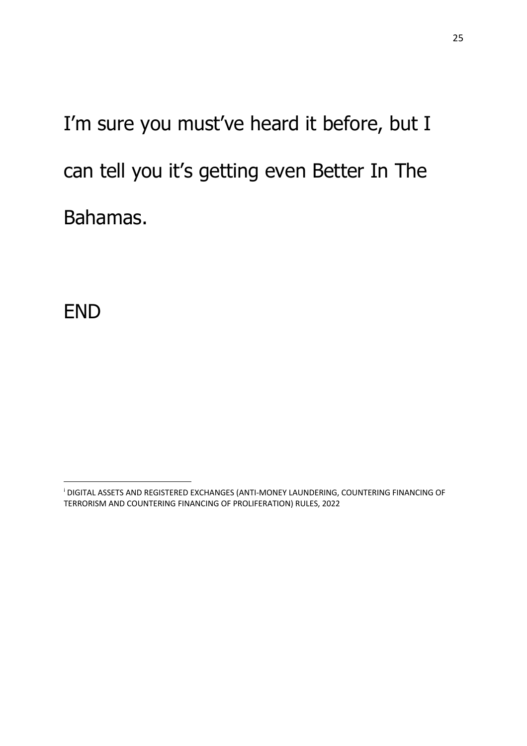I'm sure you must've heard it before, but I can tell you it's getting even Better In The Bahamas.

END

---

[i] DIGITAL ASSETS AND REGISTERED EXCHANGES (ANTI-MONEY LAUNDERING, COUNTERING FINANCING OF TERRORISM AND COUNTERING FINANCING OF PROLIFERATION) RULES, 2022